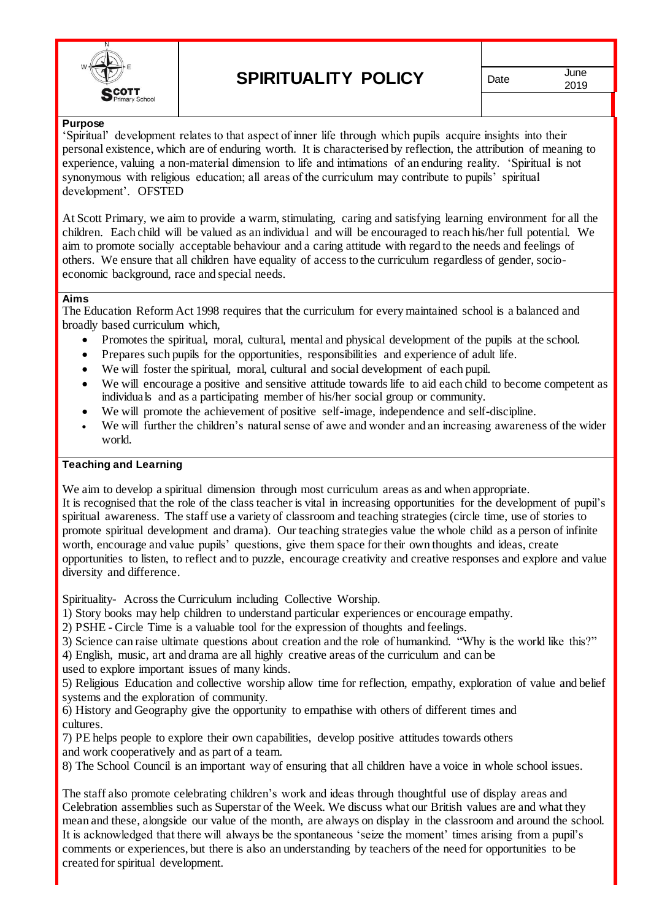# SPIRITUALITY POLICY

| Date | June 2019 |
|---|---|

## Purpose

'Spiritual' development relates to that aspect of inner life through which pupils acquire insights into their personal existence, which are of enduring worth. It is characterised by reflection, the attribution of meaning to experience, valuing a non-material dimension to life and intimations of an enduring reality. 'Spiritual is not synonymous with religious education; all areas of the curriculum may contribute to pupils' spiritual development'. OFSTED

At Scott Primary, we aim to provide a warm, stimulating, caring and satisfying learning environment for all the children. Each child will be valued as an individual and will be encouraged to reach his/her full potential. We aim to promote socially acceptable behaviour and a caring attitude with regard to the needs and feelings of others. We ensure that all children have equality of access to the curriculum regardless of gender, socio-economic background, race and special needs.

## Aims

The Education Reform Act 1998 requires that the curriculum for every maintained school is a balanced and broadly based curriculum which,

- Promotes the spiritual, moral, cultural, mental and physical development of the pupils at the school.
- Prepares such pupils for the opportunities, responsibilities and experience of adult life.
- We will foster the spiritual, moral, cultural and social development of each pupil.
- We will encourage a positive and sensitive attitude towards life to aid each child to become competent as individuals and as a participating member of his/her social group or community.
- We will promote the achievement of positive self-image, independence and self-discipline.
- We will further the children's natural sense of awe and wonder and an increasing awareness of the wider world.

## Teaching and Learning

We aim to develop a spiritual dimension through most curriculum areas as and when appropriate.
It is recognised that the role of the class teacher is vital in increasing opportunities for the development of pupil's spiritual awareness. The staff use a variety of classroom and teaching strategies (circle time, use of stories to promote spiritual development and drama). Our teaching strategies value the whole child as a person of infinite worth, encourage and value pupils' questions, give them space for their own thoughts and ideas, create opportunities to listen, to reflect and to puzzle, encourage creativity and creative responses and explore and value diversity and difference.

Spirituality- Across the Curriculum including Collective Worship.

1) Story books may help children to understand particular experiences or encourage empathy.
2) PSHE - Circle Time is a valuable tool for the expression of thoughts and feelings.
3) Science can raise ultimate questions about creation and the role of humankind. "Why is the world like this?"
4) English, music, art and drama are all highly creative areas of the curriculum and can be used to explore important issues of many kinds.
5) Religious Education and collective worship allow time for reflection, empathy, exploration of value and belief systems and the exploration of community.
6) History and Geography give the opportunity to empathise with others of different times and cultures.
7) PE helps people to explore their own capabilities, develop positive attitudes towards others and work cooperatively and as part of a team.
8) The School Council is an important way of ensuring that all children have a voice in whole school issues.

The staff also promote celebrating children's work and ideas through thoughtful use of display areas and Celebration assemblies such as Superstar of the Week. We discuss what our British values are and what they mean and these, alongside our value of the month, are always on display in the classroom and around the school. It is acknowledged that there will always be the spontaneous 'seize the moment' times arising from a pupil's comments or experiences, but there is also an understanding by teachers of the need for opportunities to be created for spiritual development.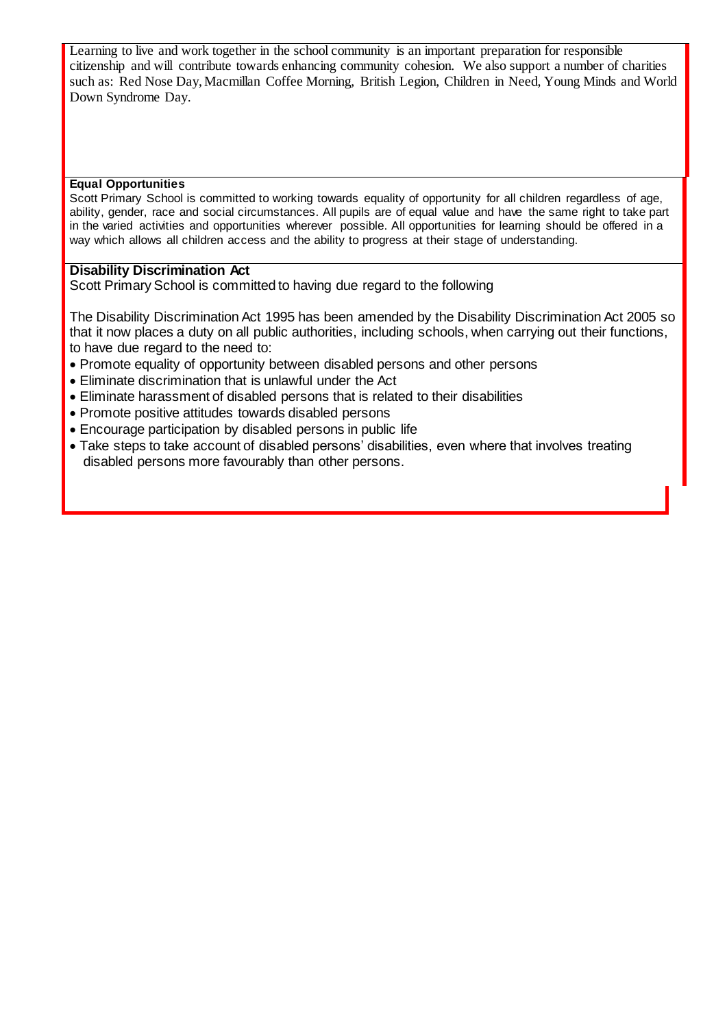Learning to live and work together in the school community is an important preparation for responsible citizenship and will contribute towards enhancing community cohesion. We also support a number of charities such as: Red Nose Day, Macmillan Coffee Morning, British Legion, Children in Need, Young Minds and World Down Syndrome Day.

**Equal Opportunities**

Scott Primary School is committed to working towards equality of opportunity for all children regardless of age, ability, gender, race and social circumstances. All pupils are of equal value and have the same right to take part in the varied activities and opportunities wherever possible. All opportunities for learning should be offered in a way which allows all children access and the ability to progress at their stage of understanding.

**Disability Discrimination Act**

Scott Primary School is committed to having due regard to the following

The Disability Discrimination Act 1995 has been amended by the Disability Discrimination Act 2005 so that it now places a duty on all public authorities, including schools, when carrying out their functions, to have due regard to the need to:

- Promote equality of opportunity between disabled persons and other persons
- Eliminate discrimination that is unlawful under the Act
- Eliminate harassment of disabled persons that is related to their disabilities
- Promote positive attitudes towards disabled persons
- Encourage participation by disabled persons in public life
- Take steps to take account of disabled persons' disabilities, even where that involves treating disabled persons more favourably than other persons.